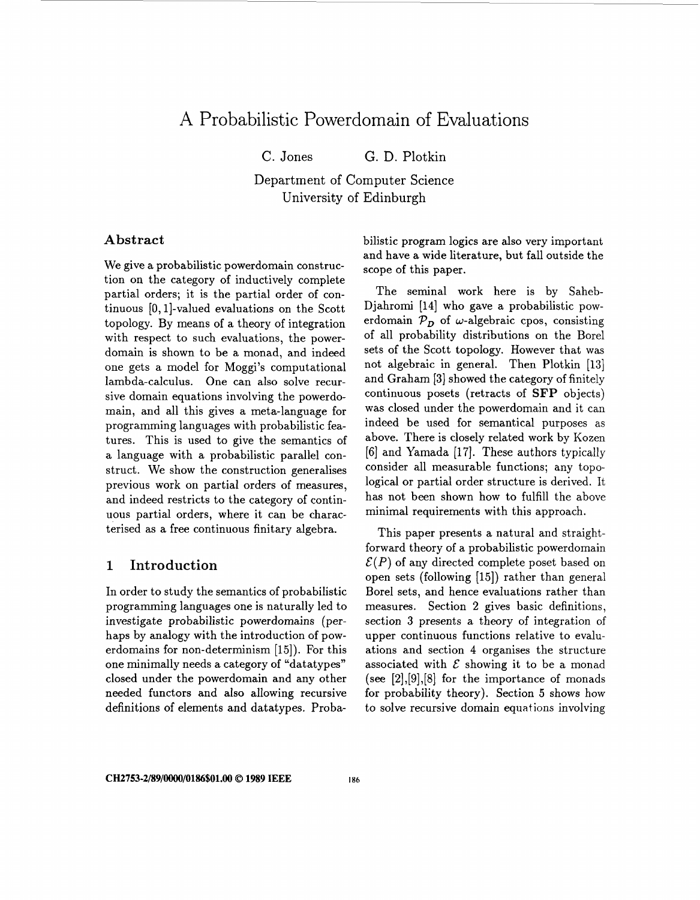# A Probabilistic Powerdomain of Evaluations

C. Jones G. D. Plotkin

Department of Computer Science
University of Edinburgh

## Abstract

We give a probabilistic powerdomain construction on the category of inductively complete partial orders; it is the partial order of continuous $[0,1]$-valued evaluations on the Scott topology. By means of a theory of integration with respect to such evaluations, the powerdomain is shown to be a monad, and indeed one gets a model for Moggi's computational lambda-calculus. One can also solve recursive domain equations involving the powerdomain, and all this gives a meta-language for programming languages with probabilistic features. This is used to give the semantics of a language with a probabilistic parallel construct. We show the construction generalises previous work on partial orders of measures, and indeed restricts to the category of continuous partial orders, where it can be characterised as a free continuous finitary algebra.

## 1 Introduction

In order to study the semantics of probabilistic programming languages one is naturally led to investigate probabilistic powerdomains (perhaps by analogy with the introduction of powerdomains for non-determinism [15]). For this one minimally needs a category of "datatypes" closed under the powerdomain and any other needed functors and also allowing recursive definitions of elements and datatypes. Probabilistic program logics are also very important and have a wide literature, but fall outside the scope of this paper.

The seminal work here is by Saheb-Djahromi [14] who gave a probabilistic powerdomain $\mathcal{P}_D$ of $\omega$-algebraic cpos, consisting of all probability distributions on the Borel sets of the Scott topology. However that was not algebraic in general. Then Plotkin [13] and Graham [3] showed the category of finitely continuous posets (retracts of **SFP** objects) was closed under the powerdomain and it can indeed be used for semantical purposes as above. There is closely related work by Kozen [6] and Yamada [17]. These authors typically consider all measurable functions; any topological or partial order structure is derived. It has not been shown how to fulfill the above minimal requirements with this approach.

This paper presents a natural and straightforward theory of a probabilistic powerdomain $\mathcal{E}(P)$ of any directed complete poset based on open sets (following [15]) rather than general Borel sets, and hence evaluations rather than measures. Section 2 gives basic definitions, section 3 presents a theory of integration of upper continuous functions relative to evaluations and section 4 organises the structure associated with $\mathcal{E}$ showing it to be a monad (see [2],[9],[8] for the importance of monads for probability theory). Section 5 shows how to solve recursive domain equations involving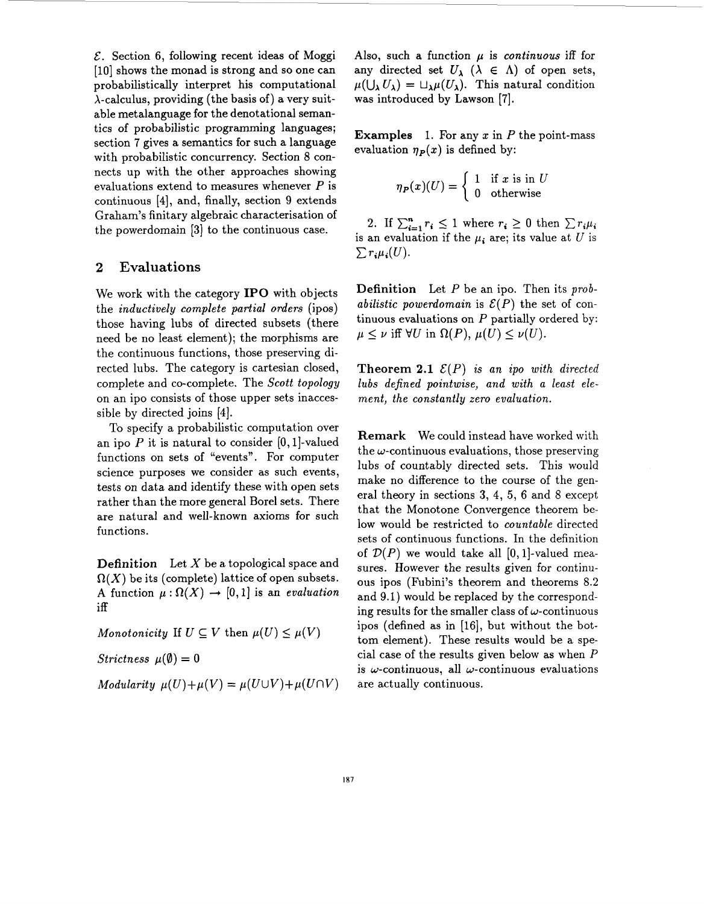$\mathcal{E}$. Section 6, following recent ideas of Moggi [10] shows the monad is strong and so one can probabilistically interpret his computational $\lambda$-calculus, providing (the basis of) a very suitable metalanguage for the denotational semantics of probabilistic programming languages; section 7 gives a semantics for such a language with probabilistic concurrency. Section 8 connects up with the other approaches showing evaluations extend to measures whenever $P$ is continuous [4], and, finally, section 9 extends Graham's finitary algebraic characterisation of the powerdomain [3] to the continuous case.

## 2 Evaluations

We work with the category **IPO** with objects the *inductively complete partial orders* (ipos) those having lubs of directed subsets (there need be no least element); the morphisms are the continuous functions, those preserving directed lubs. The category is cartesian closed, complete and co-complete. The *Scott topology* on an ipo consists of those upper sets inaccessible by directed joins [4].

To specify a probabilistic computation over an ipo $P$ it is natural to consider $[0,1]$-valued functions on sets of "events". For computer science purposes we consider as such events, tests on data and identify these with open sets rather than the more general Borel sets. There are natural and well-known axioms for such functions.

**Definition** Let $X$ be a topological space and $\Omega(X)$ be its (complete) lattice of open subsets. A function $\mu : \Omega(X) \rightarrow [0,1]$ is an *evaluation* iff

*Monotonicity* If $U \subseteq V$ then $\mu(U) \leq \mu(V)$

*Strictness* $\mu(\emptyset) = 0$

*Modularity* $\mu(U) + \mu(V) = \mu(U \cup V) + \mu(U \cap V)$

Also, such a function $\mu$ is *continuous* iff for any directed set $U_\lambda$ ($\lambda \in \Lambda$) of open sets, $\mu(\bigcup_\lambda U_\lambda) = \sqcup_\lambda \mu(U_\lambda)$. This natural condition was introduced by Lawson [7].

**Examples** 1. For any $x$ in $P$ the point-mass evaluation $\eta_P(x)$ is defined by:

$$\eta_P(x)(U) = \begin{cases} 1 & \text{if } x \text{ is in } U \\ 0 & \text{otherwise} \end{cases}$$

2. If $\sum_{i=1}^{n} r_i \leq 1$ where $r_i \geq 0$ then $\sum r_i \mu_i$ is an evaluation if the $\mu_i$ are; its value at $U$ is $\sum r_i \mu_i(U)$.

**Definition** Let $P$ be an ipo. Then its *probabilistic powerdomain* is $\mathcal{E}(P)$ the set of continuous evaluations on $P$ partially ordered by: $\mu \leq \nu$ iff $\forall U$ in $\Omega(P)$, $\mu(U) \leq \nu(U)$.

**Theorem 2.1** *$\mathcal{E}(P)$ is an ipo with directed lubs defined pointwise, and with a least element, the constantly zero evaluation.*

**Remark** We could instead have worked with the $\omega$-continuous evaluations, those preserving lubs of countably directed sets. This would make no difference to the course of the general theory in sections 3, 4, 5, 6 and 8 except that the Monotone Convergence theorem below would be restricted to *countable* directed sets of continuous functions. In the definition of $\mathcal{D}(P)$ we would take all $[0,1]$-valued measures. However the results given for continuous ipos (Fubini's theorem and theorems 8.2 and 9.1) would be replaced by the corresponding results for the smaller class of $\omega$-continuous ipos (defined as in [16], but without the bottom element). These results would be a special case of the results given below as when $P$ is $\omega$-continuous, all $\omega$-continuous evaluations are actually continuous.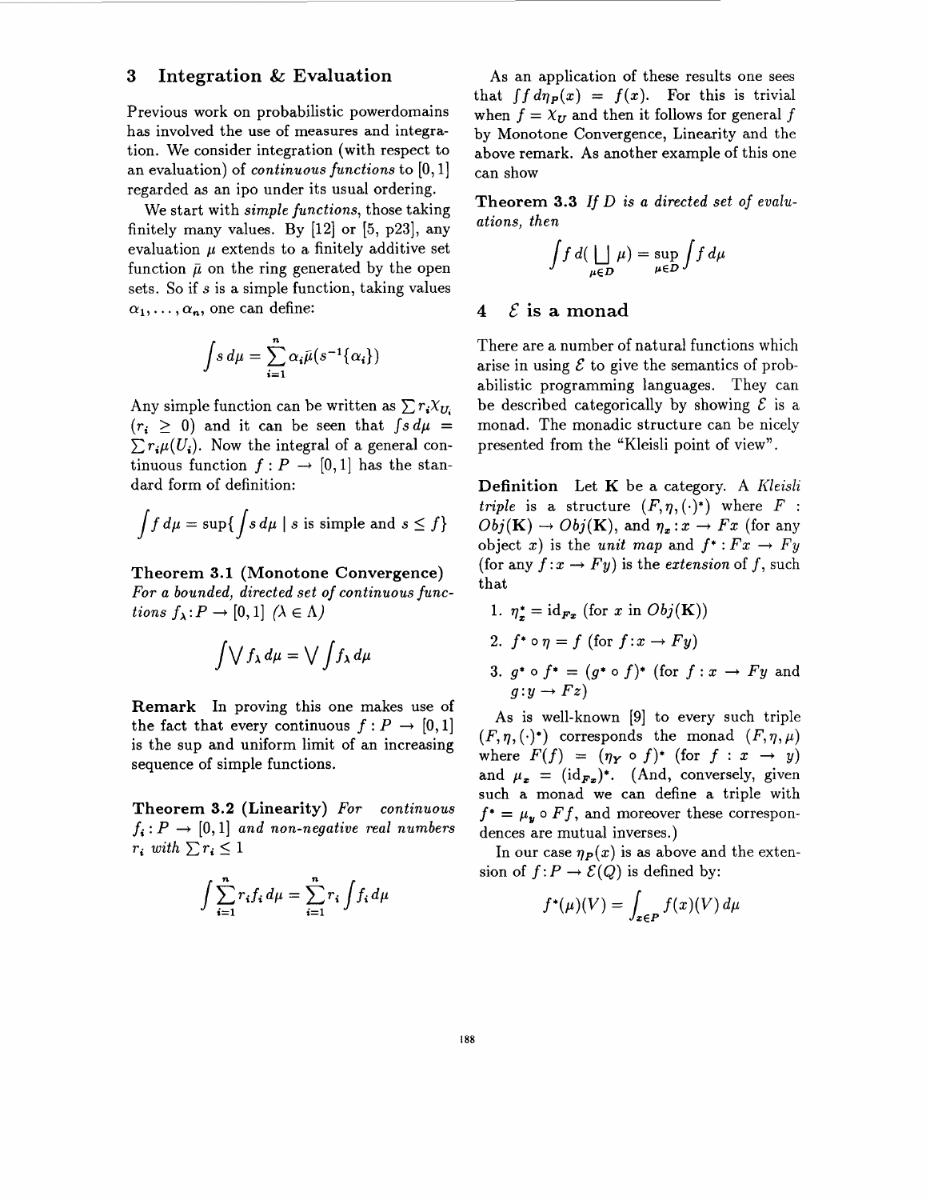## 3 Integration & Evaluation

Previous work on probabilistic powerdomains has involved the use of measures and integration. We consider integration (with respect to an evaluation) of *continuous functions* to $[0,1]$ regarded as an ipo under its usual ordering.

We start with *simple functions*, those taking finitely many values. By [12] or [5, p23], any evaluation $\mu$ extends to a finitely additive set function $\bar{\mu}$ on the ring generated by the open sets. So if $s$ is a simple function, taking values $\alpha_1, \ldots, \alpha_n$, one can define:

$$\int s \, d\mu = \sum_{i=1}^{n} \alpha_i \bar{\mu}(s^{-1}\{\alpha_i\})$$

Any simple function can be written as $\sum r_i \chi_{U_i}$ ($r_i \geq 0$) and it can be seen that $\int s \, d\mu = \sum r_i \mu(U_i)$. Now the integral of a general continuous function $f : P \to [0,1]$ has the standard form of definition:

$$\int f \, d\mu = \sup\{\int s \, d\mu \mid s \text{ is simple and } s \leq f\}$$

**Theorem 3.1 (Monotone Convergence)** *For a bounded, directed set of continuous functions $f_\lambda : P \to [0,1]$ ($\lambda \in \Lambda$)*

$$\int \bigvee f_\lambda \, d\mu = \bigvee \int f_\lambda \, d\mu$$

**Remark** In proving this one makes use of the fact that every continuous $f : P \to [0,1]$ is the sup and uniform limit of an increasing sequence of simple functions.

**Theorem 3.2 (Linearity)** *For continuous $f_i : P \to [0,1]$ and non-negative real numbers $r_i$ with $\sum r_i \leq 1$*

$$\int \sum_{i=1}^{n} r_i f_i \, d\mu = \sum_{i=1}^{n} r_i \int f_i \, d\mu$$

As an application of these results one sees that $\int f \, d\eta_P(x) = f(x)$. For this is trivial when $f = \chi_U$ and then it follows for general $f$ by Monotone Convergence, Linearity and the above remark. As another example of this one can show

**Theorem 3.3** *If $D$ is a directed set of evaluations, then*

$$\int f \, d(\bigsqcup_{\mu \in D} \mu) = \sup_{\mu \in D} \int f \, d\mu$$

## 4 $\mathcal{E}$ is a monad

There are a number of natural functions which arise in using $\mathcal{E}$ to give the semantics of probabilistic programming languages. They can be described categorically by showing $\mathcal{E}$ is a monad. The monadic structure can be nicely presented from the "Kleisli point of view".

**Definition** Let $\mathbf{K}$ be a category. A *Kleisli triple* is a structure $(F, \eta, (\cdot)^*)$ where $F : Obj(\mathbf{K}) \to Obj(\mathbf{K})$, and $\eta_x : x \to Fx$ (for any object $x$) is the *unit map* and $f^* : Fx \to Fy$ (for any $f : x \to Fy$) is the *extension* of $f$, such that

1. $\eta_x^* = \mathrm{id}_{Fx}$ (for $x$ in $Obj(\mathbf{K})$)
2. $f^* \circ \eta = f$ (for $f : x \to Fy$)
3. $g^* \circ f^* = (g^* \circ f)^*$ (for $f : x \to Fy$ and $g : y \to Fz$)

As is well-known [9] to every such triple $(F, \eta, (\cdot)^*)$ corresponds the monad $(F, \eta, \mu)$ where $F(f) = (\eta_Y \circ f)^*$ (for $f : x \to y$) and $\mu_x = (\mathrm{id}_{Fx})^*$. (And, conversely, given such a monad we can define a triple with $f^* = \mu_y \circ Ff$, and moreover these correspondences are mutual inverses.)

In our case $\eta_P(x)$ is as above and the extension of $f : P \to \mathcal{E}(Q)$ is defined by:

$$f^*(\mu)(V) = \int_{x \in P} f(x)(V) \, d\mu$$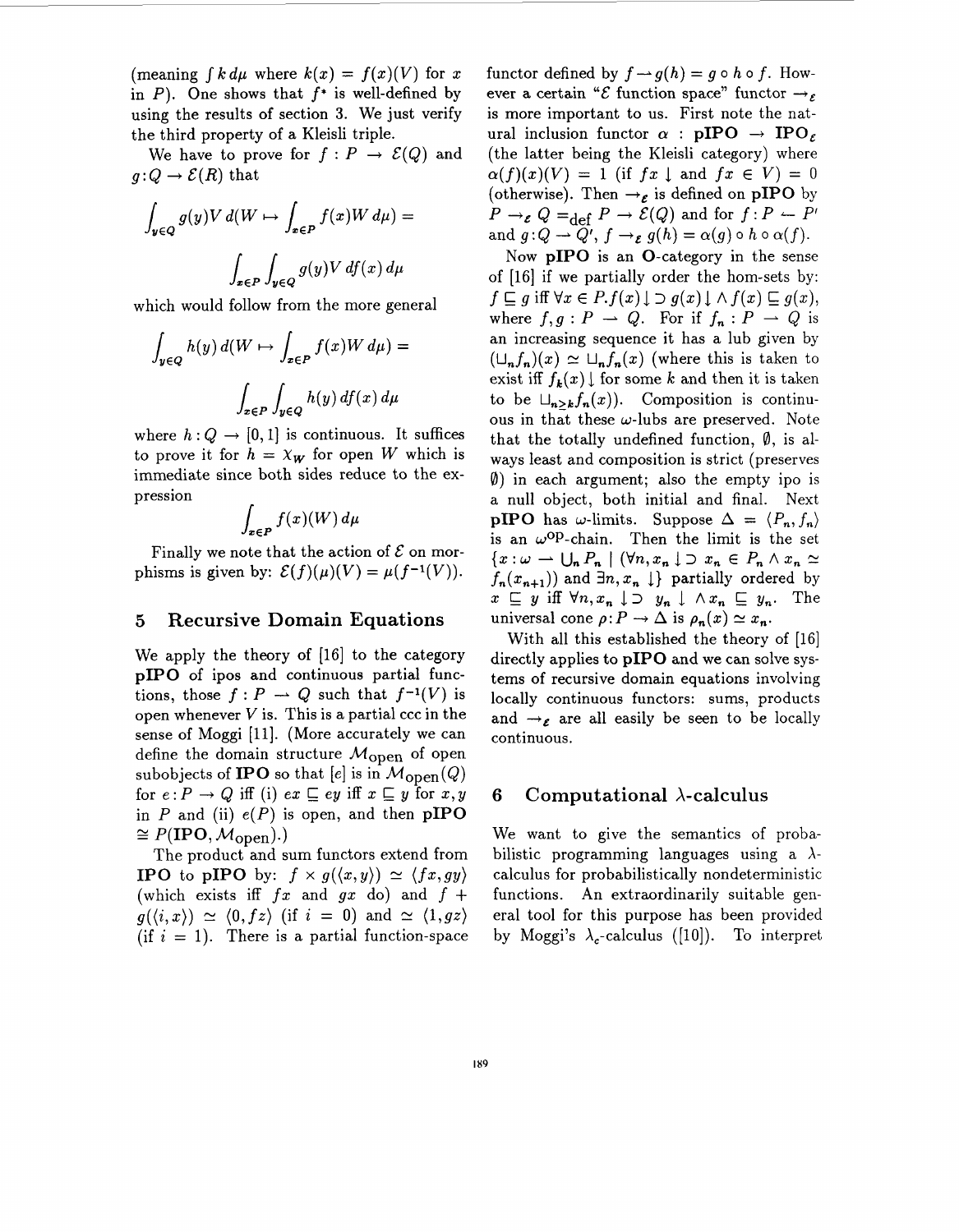(meaning $\int k\,d\mu$ where $k(x) = f(x)(V)$ for $x$ in $P$). One shows that $f^*$ is well-defined by using the results of section 3. We just verify the third property of a Kleisli triple.

We have to prove for $f : P \rightarrow \mathcal{E}(Q)$ and $g : Q \rightarrow \mathcal{E}(R)$ that

$$\int_{y \in Q} g(y)V\, d(W \mapsto \int_{x \in P} f(x)W\, d\mu) = \int_{x \in P} \int_{y \in Q} g(y)V\, df(x)\, d\mu$$

which would follow from the more general

$$\int_{y \in Q} h(y)\, d(W \mapsto \int_{x \in P} f(x)W\, d\mu) = \int_{x \in P} \int_{y \in Q} h(y)\, df(x)\, d\mu$$

where $h : Q \rightarrow [0,1]$ is continuous. It suffices to prove it for $h = \chi_W$ for open $W$ which is immediate since both sides reduce to the expression

$$\int_{x \in P} f(x)(W)\, d\mu$$

Finally we note that the action of $\mathcal{E}$ on morphisms is given by: $\mathcal{E}(f)(\mu)(V) = \mu(f^{-1}(V))$.

## 5 Recursive Domain Equations

We apply the theory of [16] to the category **pIPO** of ipos and continuous partial functions, those $f : P \rightharpoonup Q$ such that $f^{-1}(V)$ is open whenever $V$ is. This is a partial ccc in the sense of Moggi [11]. (More accurately we can define the domain structure $\mathcal{M}_{\text{open}}$ of open subobjects of **IPO** so that $[e]$ is in $\mathcal{M}_{\text{open}}(Q)$ for $e : P \rightarrow Q$ iff (i) $ex \sqsubseteq ey$ iff $x \sqsubseteq y$ for $x, y$ in $P$ and (ii) $e(P)$ is open, and then $\mathbf{pIPO} \cong P(\mathbf{IPO}, \mathcal{M}_{\text{open}})$.)

The product and sum functors extend from **IPO** to **pIPO** by: $f \times g(\langle x, y \rangle) \simeq \langle fx, gy \rangle$ (which exists iff $fx$ and $gx$ do) and $f + g(\langle i, x \rangle) \simeq \langle 0, fz \rangle$ (if $i = 0$) and $\simeq \langle 1, gz \rangle$ (if $i = 1$). There is a partial function-space functor defined by $f \rightharpoonup g(h) = g \circ h \circ f$. However a certain "$\mathcal{E}$ function space" functor $\rightarrow_{\mathcal{E}}$ is more important to us. First note the natural inclusion functor $\alpha : \mathbf{pIPO} \rightarrow \mathbf{IPO}_{\mathcal{E}}$ (the latter being the Kleisli category) where $\alpha(f)(x)(V) = 1$ (if $fx\downarrow$ and $fx \in V$) $= 0$ (otherwise). Then $\rightarrow_{\mathcal{E}}$ is defined on **pIPO** by $P \rightarrow_{\mathcal{E}} Q =_{\text{def}} P \rightarrow \mathcal{E}(Q)$ and for $f : P \leftharpoondown P'$ and $g : Q \rightharpoonup Q'$, $f \rightarrow_{\mathcal{E}} g(h) = \alpha(g) \circ h \circ \alpha(f)$.

Now **pIPO** is an **O**-category in the sense of [16] if we partially order the hom-sets by: $f \sqsubseteq g$ iff $\forall x \in P. f(x)\downarrow \supset g(x)\downarrow \wedge f(x) \sqsubseteq g(x)$, where $f, g : P \rightharpoonup Q$. For if $f_n : P \rightharpoonup Q$ is an increasing sequence it has a lub given by $(\sqcup_n f_n)(x) \simeq \sqcup_n f_n(x)$ (where this is taken to exist iff $f_k(x)\downarrow$ for some $k$ and then it is taken to be $\sqcup_{n \geq k} f_n(x)$). Composition is continuous in that these $\omega$-lubs are preserved. Note that the totally undefined function, $\emptyset$, is always least and composition is strict (preserves $\emptyset$) in each argument; also the empty ipo is a null object, both initial and final. Next **pIPO** has $\omega$-limits. Suppose $\Delta = \langle P_n, f_n \rangle$ is an $\omega^{\text{op}}$-chain. Then the limit is the set $\{x : \omega \rightharpoonup \bigcup_n P_n \mid (\forall n, x_n \downarrow \supset x_n \in P_n \wedge x_n \simeq f_n(x_{n+1}))$ and $\exists n, x_n \downarrow\}$ partially ordered by $x \sqsubseteq y$ iff $\forall n, x_n \downarrow \supset y_n \downarrow \wedge x_n \sqsubseteq y_n$. The universal cone $\rho : P \rightarrow \Delta$ is $\rho_n(x) \simeq x_n$.

With all this established the theory of [16] directly applies to **pIPO** and we can solve systems of recursive domain equations involving locally continuous functors: sums, products and $\rightarrow_{\mathcal{E}}$ are all easily be seen to be locally continuous.

## 6 Computational $\lambda$-calculus

We want to give the semantics of probabilistic programming languages using a $\lambda$-calculus for probabilistically nondeterministic functions. An extraordinarily suitable general tool for this purpose has been provided by Moggi's $\lambda_c$-calculus ([10]). To interpret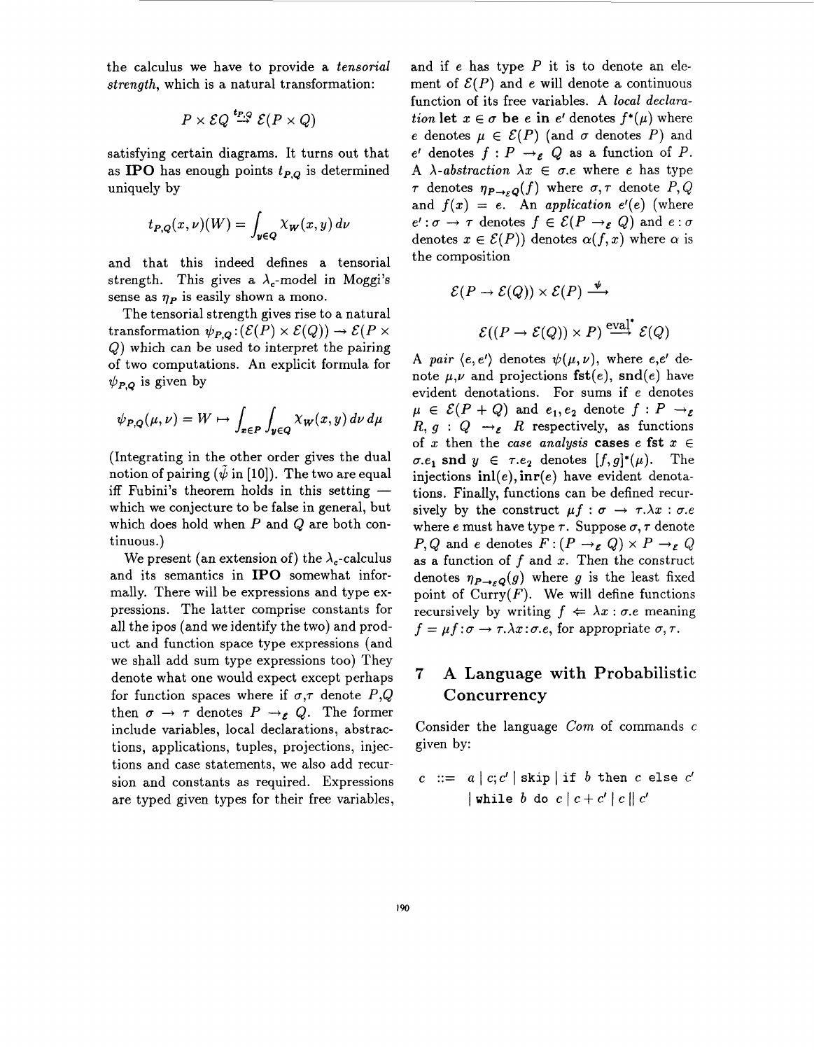the calculus we have to provide a *tensorial strength*, which is a natural transformation:

$$P \times \mathcal{E}Q \stackrel{t_{P,Q}}{\to} \mathcal{E}(P \times Q)$$

satisfying certain diagrams. It turns out that as **IPO** has enough points $t_{P,Q}$ is determined uniquely by

$$t_{P,Q}(x,\nu)(W) = \int_{y \in Q} \chi_W(x,y)\, d\nu$$

and that this indeed defines a tensorial strength. This gives a $\lambda_c$-model in Moggi's sense as $\eta_P$ is easily shown a mono.

The tensorial strength gives rise to a natural transformation $\psi_{P,Q} : (\mathcal{E}(P) \times \mathcal{E}(Q)) \to \mathcal{E}(P \times Q)$ which can be used to interpret the pairing of two computations. An explicit formula for $\psi_{P,Q}$ is given by

$$\psi_{P,Q}(\mu,\nu) = W \mapsto \int_{x \in P} \int_{y \in Q} \chi_W(x,y)\, d\nu\, d\mu$$

(Integrating in the other order gives the dual notion of pairing ($\tilde{\psi}$ in [10]). The two are equal iff Fubini's theorem holds in this setting — which we conjecture to be false in general, but which does hold when $P$ and $Q$ are both continuous.)

We present (an extension of) the $\lambda_c$-calculus and its semantics in **IPO** somewhat informally. There will be expressions and type expressions. The latter comprise constants for all the ipos (and we identify the two) and product and function space type expressions (and we shall add sum type expressions too) They denote what one would expect except perhaps for function spaces where if $\sigma$,$\tau$ denote $P$,$Q$ then $\sigma \to \tau$ denotes $P \to_{\mathcal{E}} Q$. The former include variables, local declarations, abstractions, applications, tuples, projections, injections and case statements, we also add recursion and constants as required. Expressions are typed given types for their free variables, and if $e$ has type $P$ it is to denote an element of $\mathcal{E}(P)$ and $e$ will denote a continuous function of its free variables. A *local declaration* **let** $x \in \sigma$ **be** $e$ **in** $e'$ denotes $f^*(\mu)$ where $e$ denotes $\mu \in \mathcal{E}(P)$ (and $\sigma$ denotes $P$) and $e'$ denotes $f : P \to_{\mathcal{E}} Q$ as a function of $P$. A $\lambda$-*abstraction* $\lambda x \in \sigma.e$ where $e$ has type $\tau$ denotes $\eta_{P \to_{\mathcal{E}} Q}(f)$ where $\sigma,\tau$ denote $P,Q$ and $f(x) = e$. An *application* $e'(e)$ (where $e' : \sigma \to \tau$ denotes $f \in \mathcal{E}(P \to_{\mathcal{E}} Q)$ and $e : \sigma$ denotes $x \in \mathcal{E}(P)$) denotes $\alpha(f,x)$ where $\alpha$ is the composition

$$\mathcal{E}(P \to \mathcal{E}(Q)) \times \mathcal{E}(P) \xrightarrow{\psi}$$

$$\mathcal{E}((P \to \mathcal{E}(Q)) \times P) \xrightarrow{\text{eval}^*} \mathcal{E}(Q)$$

A *pair* $\langle e,e' \rangle$ denotes $\psi(\mu,\nu)$, where $e$,$e'$ denote $\mu$,$\nu$ and projections $\mathbf{fst}(e)$, $\mathbf{snd}(e)$ have evident denotations. For sums if $e$ denotes $\mu \in \mathcal{E}(P+Q)$ and $e_1,e_2$ denote $f : P \to_{\mathcal{E}} R$, $g : Q \to_{\mathcal{E}} R$ respectively, as functions of $x$ then the *case analysis* **cases** $e$ **fst** $x \in \sigma.e_1$ **snd** $y \in \tau.e_2$ denotes $[f,g]^*(\mu)$. The injections $\mathbf{inl}(e), \mathbf{inr}(e)$ have evident denotations. Finally, functions can be defined recursively by the construct $\mu f : \sigma \to \tau.\lambda x : \sigma.e$ where $e$ must have type $\tau$. Suppose $\sigma,\tau$ denote $P,Q$ and $e$ denotes $F : (P \to_{\mathcal{E}} Q) \times P \to_{\mathcal{E}} Q$ as a function of $f$ and $x$. Then the construct denotes $\eta_{P \to_{\mathcal{E}} Q}(g)$ where $g$ is the least fixed point of $\text{Curry}(F)$. We will define functions recursively by writing $f \Leftarrow \lambda x : \sigma.e$ meaning $f = \mu f : \sigma \to \tau.\lambda x : \sigma.e$, for appropriate $\sigma,\tau$.

## 7 A Language with Probabilistic Concurrency

Consider the language *Com* of commands $c$ given by:

$$c \ ::= \ a \mid c;c' \mid \texttt{skip} \mid \texttt{if } b \texttt{ then } c \texttt{ else } c' \mid \texttt{while } b \texttt{ do } c \mid c + c' \mid c \parallel c'$$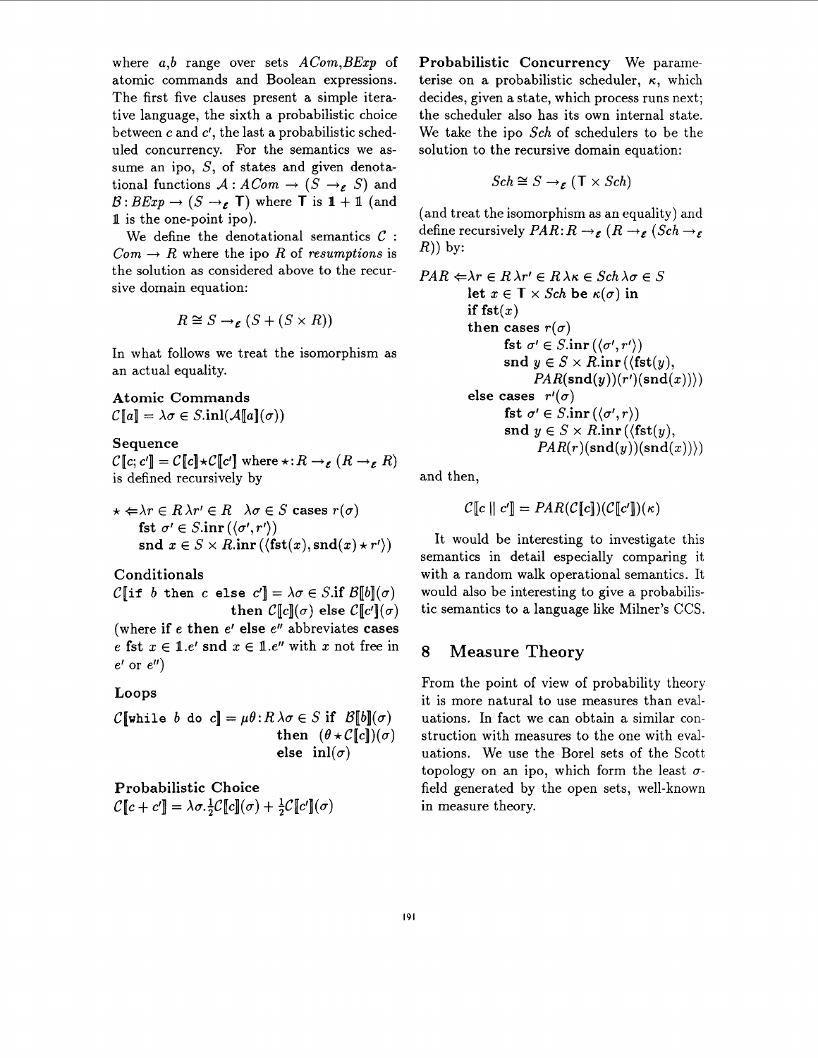where $a$,$b$ range over sets $ACom$,$BExp$ of atomic commands and Boolean expressions. The first five clauses present a simple iterative language, the sixth a probabilistic choice between $c$ and $c'$, the last a probabilistic scheduled concurrency. For the semantics we assume an ipo, $S$, of states and given denotational functions $\mathcal{A} : ACom \to (S \to_{\mathcal{E}} S)$ and $\mathcal{B} : BExp \to (S \to_{\mathcal{E}} \mathsf{T})$ where $\mathsf{T}$ is $\mathbb{1} + \mathbb{1}$ (and $\mathbb{1}$ is the one-point ipo).

We define the denotational semantics $\mathcal{C} : Com \to R$ where the ipo $R$ of *resumptions* is the solution as considered above to the recursive domain equation:

$$R \cong S \to_{\mathcal{E}} (S + (S \times R))$$

In what follows we treat the isomorphism as an actual equality.

**Atomic Commands**

$\mathcal{C}[\![a]\!] = \lambda\sigma \in S.\mathbf{inl}(\mathcal{A}[\![a]\!](\sigma))$

**Sequence**

$\mathcal{C}[\![c; c']\!] = \mathcal{C}[\![c]\!] \star \mathcal{C}[\![c']\!]$ where $\star : R \to_{\mathcal{E}} (R \to_{\mathcal{E}} R)$ is defined recursively by

$$\begin{aligned}
\star \Leftarrow & \lambda r \in R\, \lambda r' \in R \quad \lambda\sigma \in S \ \mathbf{cases}\ r(\sigma) \\
& \mathbf{fst}\ \sigma' \in S.\mathbf{inr}\,(\langle \sigma', r' \rangle) \\
& \mathbf{snd}\ x \in S \times R.\mathbf{inr}\,(\langle \mathbf{fst}(x), \mathbf{snd}(x) \star r' \rangle)
\end{aligned}$$

**Conditionals**

$$\begin{aligned}
\mathcal{C}[\![\texttt{if } b \texttt{ then } c \texttt{ else } c']\!] = & \lambda\sigma \in S.\mathbf{if}\ \mathcal{B}[\![b]\!](\sigma) \\
& \mathbf{then}\ \mathcal{C}[\![c]\!](\sigma)\ \mathbf{else}\ \mathcal{C}[\![c']\!](\sigma)
\end{aligned}$$

(where $\mathbf{if}\ e\ \mathbf{then}\ e'\ \mathbf{else}\ e''$ abbreviates $\mathbf{cases}\ e\ \mathbf{fst}\ x \in \mathbb{1}.e'\ \mathbf{snd}\ x \in \mathbb{1}.e''$ with $x$ not free in $e'$ or $e''$)

**Loops**

$$\begin{aligned}
\mathcal{C}[\![\texttt{while } b \texttt{ do } c]\!] = \mu\theta : R\, \lambda\sigma \in S\ & \mathbf{if}\ \ \mathcal{B}[\![b]\!](\sigma) \\
& \mathbf{then}\ \ (\theta \star \mathcal{C}[\![c]\!])(\sigma) \\
& \mathbf{else}\ \ \mathbf{inl}(\sigma)
\end{aligned}$$

**Probabilistic Choice**

$\mathcal{C}[\![c + c']\!] = \lambda\sigma.\frac{1}{2}\mathcal{C}[\![c]\!](\sigma) + \frac{1}{2}\mathcal{C}[\![c']\!](\sigma)$

**Probabilistic Concurrency** We parameterise on a probabilistic scheduler, $\kappa$, which decides, given a state, which process runs next; the scheduler also has its own internal state. We take the ipo $Sch$ of schedulers to be the solution to the recursive domain equation:

$$Sch \cong S \to_{\mathcal{E}} (\mathsf{T} \times Sch)$$

(and treat the isomorphism as an equality) and define recursively $PAR : R \to_{\mathcal{E}} (R \to_{\mathcal{E}} (Sch \to_{\mathcal{E}} R))$ by:

$$\begin{aligned}
PAR \Leftarrow & \lambda r \in R\, \lambda r' \in R\, \lambda\kappa \in Sch\, \lambda\sigma \in S \\
& \quad \mathbf{let}\ x \in \mathsf{T} \times Sch\ \mathbf{be}\ \kappa(\sigma)\ \mathbf{in} \\
& \quad \mathbf{if}\ \mathbf{fst}(x) \\
& \quad \mathbf{then\ cases}\ r(\sigma) \\
& \qquad \mathbf{fst}\ \sigma' \in S.\mathbf{inr}\,(\langle \sigma', r' \rangle) \\
& \qquad \mathbf{snd}\ y \in S \times R.\mathbf{inr}\,(\langle \mathbf{fst}(y), \\
& \qquad\qquad PAR(\mathbf{snd}(y))(r')(\mathbf{snd}(x)) \rangle) \\
& \quad \mathbf{else\ cases}\ \ r'(\sigma) \\
& \qquad \mathbf{fst}\ \sigma' \in S.\mathbf{inr}\,(\langle \sigma', r \rangle) \\
& \qquad \mathbf{snd}\ y \in S \times R.\mathbf{inr}\,(\langle \mathbf{fst}(y), \\
& \qquad\qquad PAR(r)(\mathbf{snd}(y))(\mathbf{snd}(x)) \rangle)
\end{aligned}$$

and then,

$$\mathcal{C}[\![c \parallel c']\!] = PAR(\mathcal{C}[\![c]\!])(\mathcal{C}[\![c']\!])(\kappa)$$

It would be interesting to investigate this semantics in detail especially comparing it with a random walk operational semantics. It would also be interesting to give a probabilistic semantics to a language like Milner's CCS.

## 8 Measure Theory

From the point of view of probability theory it is more natural to use measures than evaluations. In fact we can obtain a similar construction with measures to the one with evaluations. We use the Borel sets of the Scott topology on an ipo, which form the least $\sigma$-field generated by the open sets, well-known in measure theory.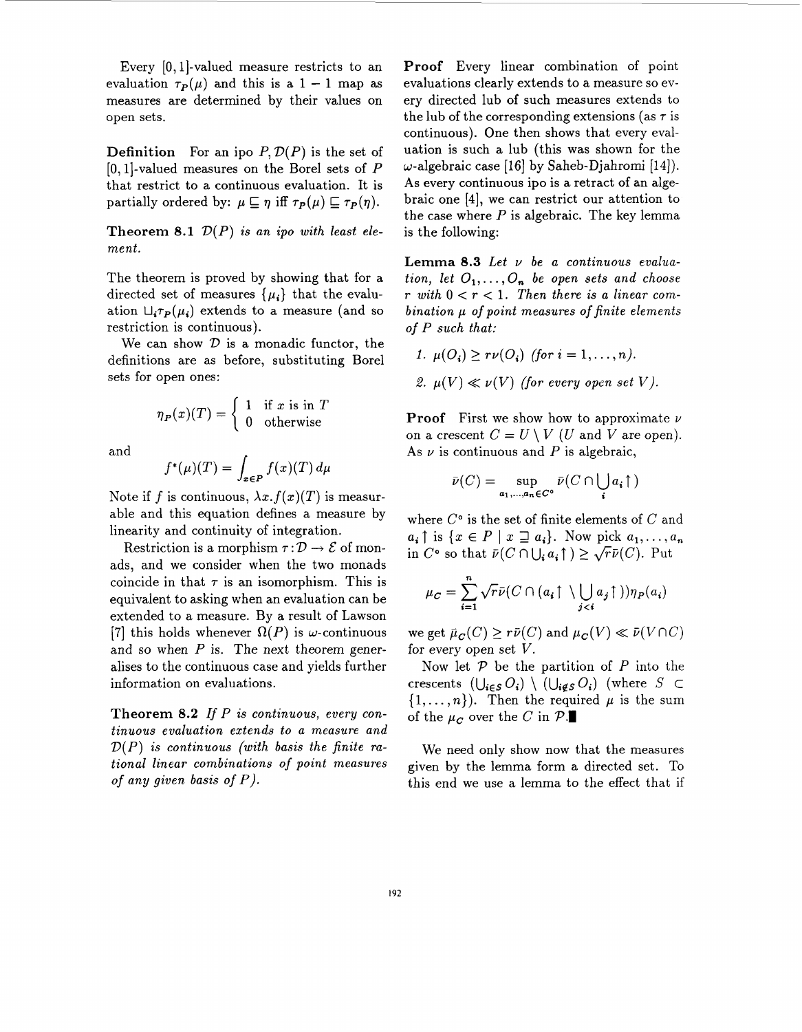Every $[0,1]$-valued measure restricts to an evaluation $\tau_P(\mu)$ and this is a $1-1$ map as measures are determined by their values on open sets.

**Definition** For an ipo $P, \mathcal{D}(P)$ is the set of $[0,1]$-valued measures on the Borel sets of $P$ that restrict to a continuous evaluation. It is partially ordered by: $\mu \sqsubseteq \eta$ iff $\tau_P(\mu) \sqsubseteq \tau_P(\eta)$.

**Theorem 8.1** *$\mathcal{D}(P)$ is an ipo with least element.*

The theorem is proved by showing that for a directed set of measures $\{\mu_i\}$ that the evaluation $\sqcup_i \tau_P(\mu_i)$ extends to a measure (and so restriction is continuous).

We can show $\mathcal{D}$ is a monadic functor, the definitions are as before, substituting Borel sets for open ones:

$$\eta_P(x)(T) = \begin{cases} 1 & \text{if } x \text{ is in } T \\ 0 & \text{otherwise} \end{cases}$$

and

$$f^*(\mu)(T) = \int_{x \in P} f(x)(T)\, d\mu$$

Note if $f$ is continuous, $\lambda x. f(x)(T)$ is measurable and this equation defines a measure by linearity and continuity of integration.

Restriction is a morphism $\tau : \mathcal{D} \to \mathcal{E}$ of monads, and we consider when the two monads coincide in that $\tau$ is an isomorphism. This is equivalent to asking when an evaluation can be extended to a measure. By a result of Lawson [7] this holds whenever $\Omega(P)$ is $\omega$-continuous and so when $P$ is. The next theorem generalises to the continuous case and yields further information on evaluations.

**Theorem 8.2** *If $P$ is continuous, every continuous evaluation extends to a measure and $\mathcal{D}(P)$ is continuous (with basis the finite rational linear combinations of point measures of any given basis of $P$).*

**Proof** Every linear combination of point evaluations clearly extends to a measure so every directed lub of such measures extends to the lub of the corresponding extensions (as $\tau$ is continuous). One then shows that every evaluation is such a lub (this was shown for the $\omega$-algebraic case [16] by Saheb-Djahromi [14]). As every continuous ipo is a retract of an algebraic one [4], we can restrict our attention to the case where $P$ is algebraic. The key lemma is the following:

**Lemma 8.3** *Let $\nu$ be a continuous evaluation, let $O_1, \ldots, O_n$ be open sets and choose $r$ with $0 < r < 1$. Then there is a linear combination $\mu$ of point measures of finite elements of $P$ such that:*

1. *$\mu(O_i) \geq r\nu(O_i)$ (for $i = 1, \ldots, n$).*
2. *$\mu(V) \ll \nu(V)$ (for every open set $V$).*

**Proof** First we show how to approximate $\nu$ on a crescent $C = U \setminus V$ ($U$ and $V$ are open). As $\nu$ is continuous and $P$ is algebraic,

$$\bar{\nu}(C) = \sup_{a_1, \ldots, a_n \in C^\circ} \bar{\nu}(C \cap \bigcup_i a_i \uparrow)$$

where $C^\circ$ is the set of finite elements of $C$ and $a_i \uparrow$ is $\{x \in P \mid x \sqsupseteq a_i\}$. Now pick $a_1, \ldots, a_n$ in $C^\circ$ so that $\bar{\nu}(C \cap \bigcup_i a_i \uparrow) \geq \sqrt{r}\bar{\nu}(C)$. Put

$$\mu_C = \sum_{i=1}^{n} \sqrt{r}\bar{\nu}(C \cap (a_i \uparrow \setminus \bigcup_{j<i} a_j \uparrow))\eta_P(a_i)$$

we get $\bar{\mu}_C(C) \geq r\bar{\nu}(C)$ and $\mu_C(V) \ll \bar{\nu}(V \cap C)$ for every open set $V$.

Now let $\mathcal{P}$ be the partition of $P$ into the crescents $(\bigcup_{i \in S} O_i) \setminus (\bigcup_{i \notin S} O_i)$ (where $S \subset \{1, \ldots, n\}$). Then the required $\mu$ is the sum of the $\mu_C$ over the $C$ in $\mathcal{P}$. ∎

We need only show now that the measures given by the lemma form a directed set. To this end we use a lemma to the effect that if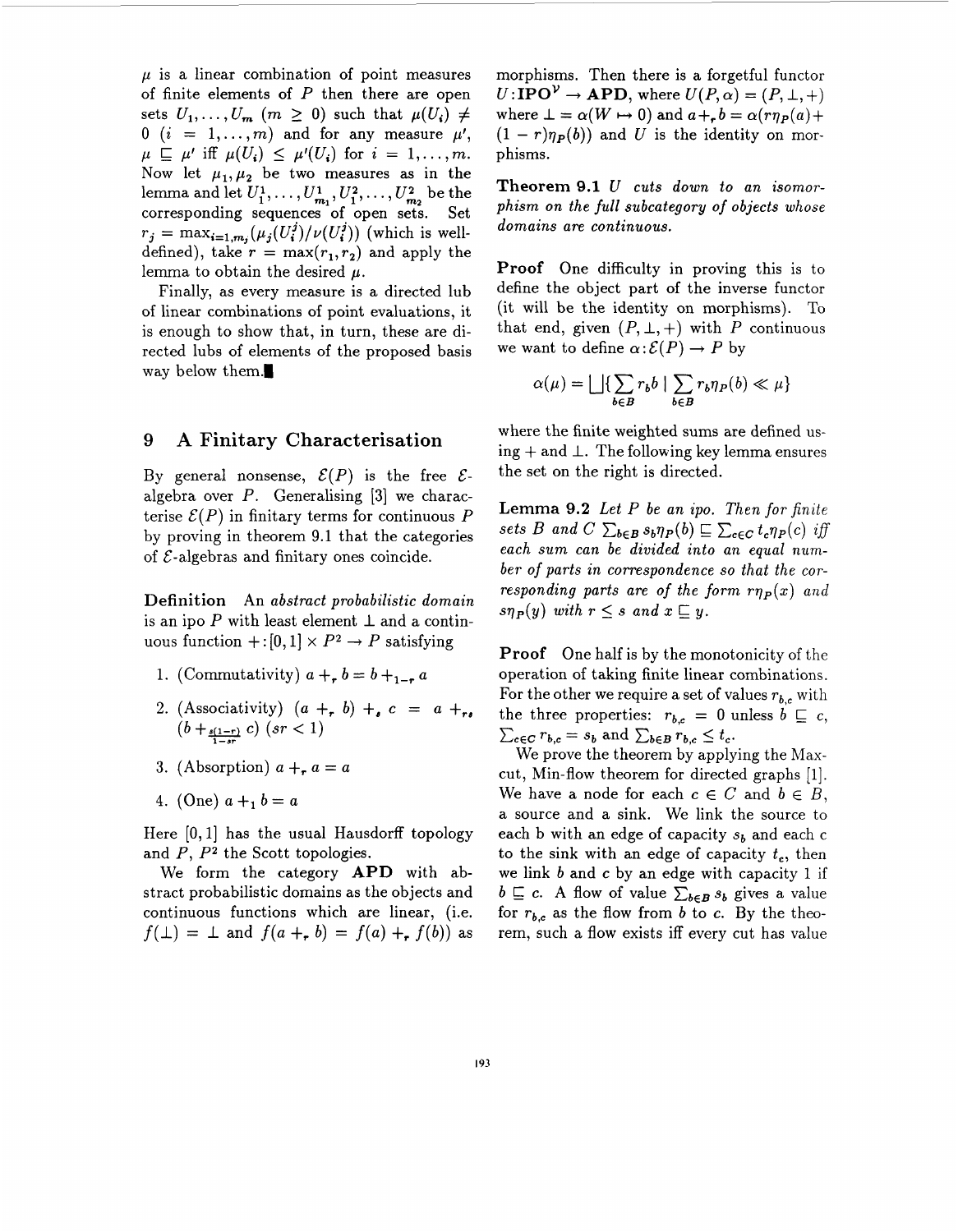$\mu$ is a linear combination of point measures of finite elements of $P$ then there are open sets $U_1, \ldots, U_m$ ($m \geq 0$) such that $\mu(U_i) \neq 0$ ($i = 1, \ldots, m$) and for any measure $\mu'$, $\mu \sqsubseteq \mu'$ iff $\mu(U_i) \leq \mu'(U_i)$ for $i = 1, \ldots, m$. Now let $\mu_1, \mu_2$ be two measures as in the lemma and let $U_1^1, \ldots, U_{m_1}^1, U_1^2, \ldots, U_{m_2}^2$ be the corresponding sequences of open sets. Set $r_j = \max_{i=1,m_j}(\mu_j(U_i^j)/\nu(U_i^j))$ (which is well-defined), take $r = \max(r_1, r_2)$ and apply the lemma to obtain the desired $\mu$.

Finally, as every measure is a directed lub of linear combinations of point evaluations, it is enough to show that, in turn, these are directed lubs of elements of the proposed basis way below them.∎

## 9 A Finitary Characterisation

By general nonsense, $\mathcal{E}(P)$ is the free $\mathcal{E}$-algebra over $P$. Generalising [3] we characterise $\mathcal{E}(P)$ in finitary terms for continuous $P$ by proving in theorem 9.1 that the categories of $\mathcal{E}$-algebras and finitary ones coincide.

**Definition** An *abstract probabilistic domain* is an ipo $P$ with least element $\perp$ and a continuous function $+ : [0,1] \times P^2 \to P$ satisfying

1. (Commutativity) $a +_r b = b +_{1-r} a$
2. (Associativity) $(a +_r b) +_s c = a +_{rs} (b +_{\frac{s(1-r)}{1-sr}} c)$ $(sr < 1)$
3. (Absorption) $a +_r a = a$
4. (One) $a +_1 b = a$

Here $[0,1]$ has the usual Hausdorff topology and $P$, $P^2$ the Scott topologies.

We form the category **APD** with abstract probabilistic domains as the objects and continuous functions which are linear, (i.e. $f(\perp) = \perp$ and $f(a +_r b) = f(a) +_r f(b)$) as morphisms. Then there is a forgetful functor $U : \mathbf{IPO}^{\mathcal{V}} \to \mathbf{APD}$, where $U(P, \alpha) = (P, \perp, +)$ where $\perp = \alpha(W \mapsto 0)$ and $a +_r b = \alpha(r\eta_P(a) + (1-r)\eta_P(b))$ and $U$ is the identity on morphisms.

**Theorem 9.1** *$U$ cuts down to an isomorphism on the full subcategory of objects whose domains are continuous.*

**Proof** One difficulty in proving this is to define the object part of the inverse functor (it will be the identity on morphisms). To that end, given $(P, \perp, +)$ with $P$ continuous we want to define $\alpha : \mathcal{E}(P) \to P$ by

$$\alpha(\mu) = \bigsqcup \{ \sum_{b \in B} r_b b \mid \sum_{b \in B} r_b \eta_P(b) \ll \mu \}$$

where the finite weighted sums are defined using $+$ and $\perp$. The following key lemma ensures the set on the right is directed.

**Lemma 9.2** *Let $P$ be an ipo. Then for finite sets $B$ and $C$ $\sum_{b \in B} s_b \eta_P(b) \sqsubseteq \sum_{c \in C} t_c \eta_P(c)$ iff each sum can be divided into an equal number of parts in correspondence so that the corresponding parts are of the form $r\eta_P(x)$ and $s\eta_P(y)$ with $r \leq s$ and $x \sqsubseteq y$.*

**Proof** One half is by the monotonicity of the operation of taking finite linear combinations. For the other we require a set of values $r_{b,c}$ with the three properties: $r_{b,c} = 0$ unless $b \sqsubseteq c$, $\sum_{c \in C} r_{b,c} = s_b$ and $\sum_{b \in B} r_{b,c} \leq t_c$.

We prove the theorem by applying the Max-cut, Min-flow theorem for directed graphs [1]. We have a node for each $c \in C$ and $b \in B$, a source and a sink. We link the source to each b with an edge of capacity $s_b$ and each c to the sink with an edge of capacity $t_c$, then we link $b$ and $c$ by an edge with capacity 1 if $b \sqsubseteq c$. A flow of value $\sum_{b \in B} s_b$ gives a value for $r_{b,c}$ as the flow from $b$ to $c$. By the theorem, such a flow exists iff every cut has value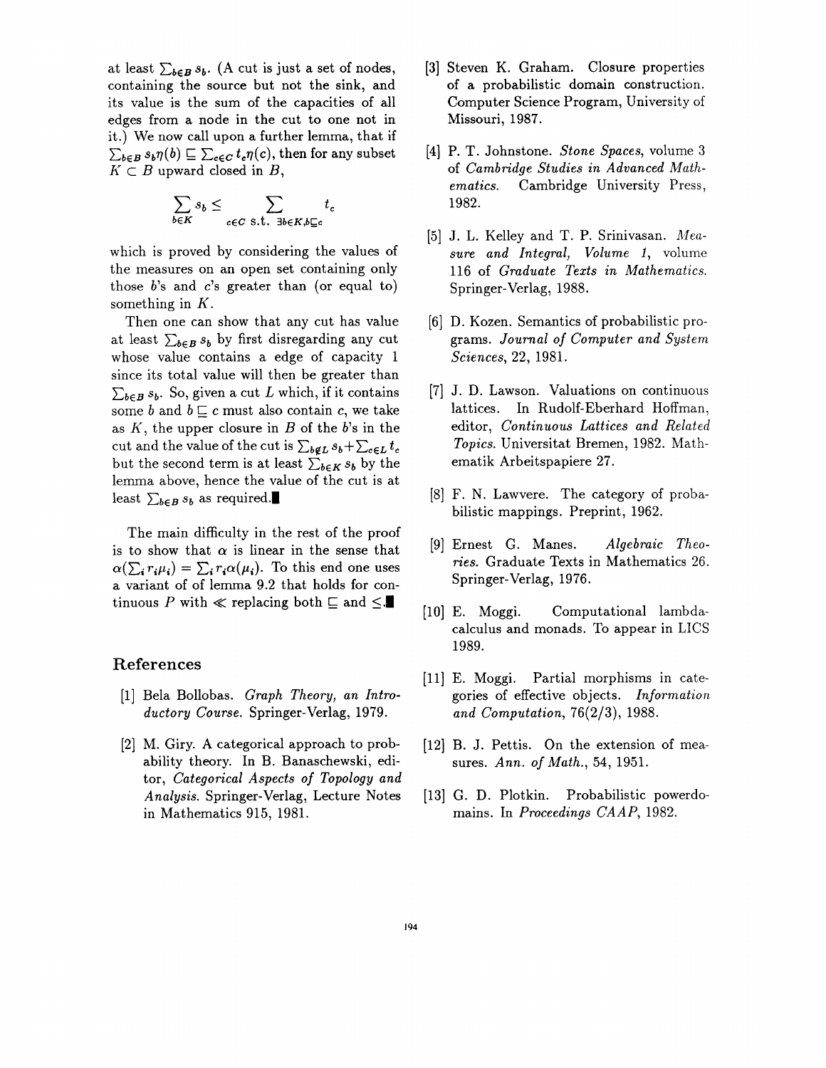at least $\sum_{b\in B} s_b$. (A cut is just a set of nodes, containing the source but not the sink, and its value is the sum of the capacities of all edges from a node in the cut to one not in it.) We now call upon a further lemma, that if $\sum_{b\in B} s_b \eta(b) \sqsubseteq \sum_{c\in C} t_c \eta(c)$, then for any subset $K \subset B$ upward closed in $B$,

$$\sum_{b\in K} s_b \leq \sum_{c\in C \text{ s.t. } \exists b\in K, b\sqsubseteq c} t_c$$

which is proved by considering the values of the measures on an open set containing only those $b$'s and $c$'s greater than (or equal to) something in $K$.

Then one can show that any cut has value at least $\sum_{b\in B} s_b$ by first disregarding any cut whose value contains a edge of capacity 1 since its total value will then be greater than $\sum_{b\in B} s_b$. So, given a cut $L$ which, if it contains some $b$ and $b \sqsubseteq c$ must also contain $c$, we take as $K$, the upper closure in $B$ of the $b$'s in the cut and the value of the cut is $\sum_{b\notin L} s_b + \sum_{c\in L} t_c$ but the second term is at least $\sum_{b\in K} s_b$ by the lemma above, hence the value of the cut is at least $\sum_{b\in B} s_b$ as required.■

The main difficulty in the rest of the proof is to show that $\alpha$ is linear in the sense that $\alpha(\sum_i r_i \mu_i) = \sum_i r_i \alpha(\mu_i)$. To this end one uses a variant of of lemma 9.2 that holds for continuous $P$ with $\ll$ replacing both $\sqsubseteq$ and $\leq$.■

## References

[1] Bela Bollobas. *Graph Theory, an Introductory Course*. Springer-Verlag, 1979.

[2] M. Giry. A categorical approach to probability theory. In B. Banaschewski, editor, *Categorical Aspects of Topology and Analysis*. Springer-Verlag, Lecture Notes in Mathematics 915, 1981.

[3] Steven K. Graham. Closure properties of a probabilistic domain construction. Computer Science Program, University of Missouri, 1987.

[4] P. T. Johnstone. *Stone Spaces*, volume 3 of *Cambridge Studies in Advanced Mathematics*. Cambridge University Press, 1982.

[5] J. L. Kelley and T. P. Srinivasan. *Measure and Integral, Volume 1*, volume 116 of *Graduate Texts in Mathematics*. Springer-Verlag, 1988.

[6] D. Kozen. Semantics of probabilistic programs. *Journal of Computer and System Sciences*, 22, 1981.

[7] J. D. Lawson. Valuations on continuous lattices. In Rudolf-Eberhard Hoffman, editor, *Continuous Lattices and Related Topics*. Universitat Bremen, 1982. Mathematik Arbeitspapiere 27.

[8] F. N. Lawvere. The category of probabilistic mappings. Preprint, 1962.

[9] Ernest G. Manes. *Algebraic Theories*. Graduate Texts in Mathematics 26. Springer-Verlag, 1976.

[10] E. Moggi. Computational lambda-calculus and monads. To appear in LICS 1989.

[11] E. Moggi. Partial morphisms in categories of effective objects. *Information and Computation*, 76(2/3), 1988.

[12] B. J. Pettis. On the extension of measures. *Ann. of Math.*, 54, 1951.

[13] G. D. Plotkin. Probabilistic powerdomains. In *Proceedings CAAP*, 1982.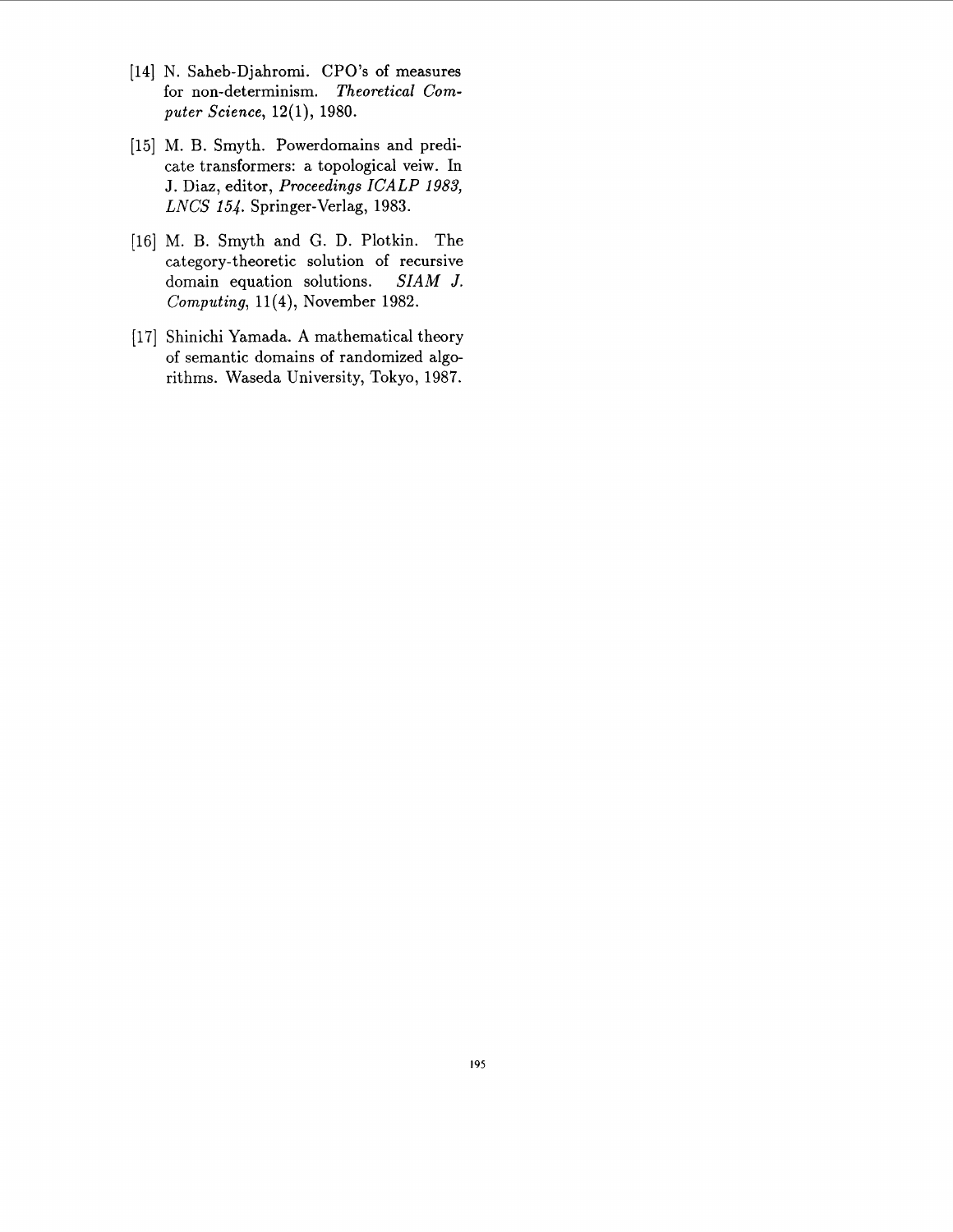[14] N. Saheb-Djahromi. CPO's of measures for non-determinism. *Theoretical Computer Science*, 12(1), 1980.

[15] M. B. Smyth. Powerdomains and predicate transformers: a topological veiw. In J. Diaz, editor, *Proceedings ICALP 1983, LNCS 154*. Springer-Verlag, 1983.

[16] M. B. Smyth and G. D. Plotkin. The category-theoretic solution of recursive domain equation solutions. *SIAM J. Computing*, 11(4), November 1982.

[17] Shinichi Yamada. A mathematical theory of semantic domains of randomized algorithms. Waseda University, Tokyo, 1987.